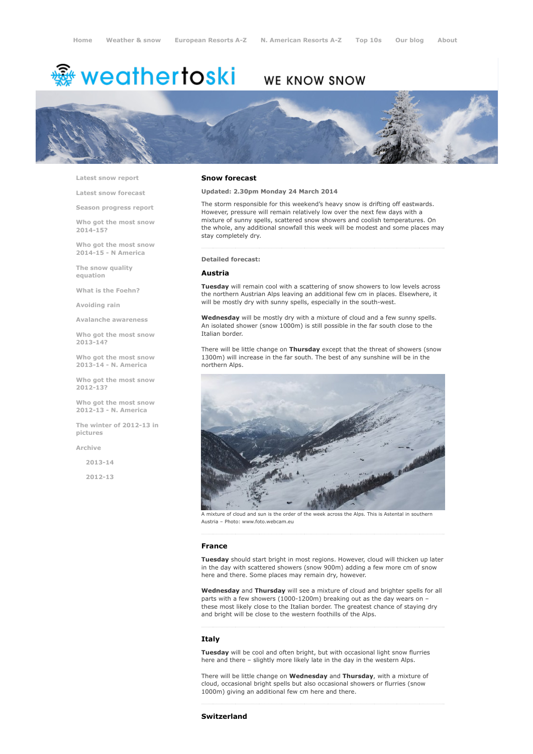Home Weather & snow European Resorts A-Z N. American Resorts A-Z Top 10s Our blog About

weathertoski WE KNOW SNOW

- Latest snow report
- Latest snow forecast
- Season progress report
- Who got the most snow 2014-15?
- Who got the most snow 2014-15 - N America
- The snow quality equation
- What is the Foehn?
- Avoiding rain
- Avalanche awareness
- Who got the most snow 2013-14?
- Who got the most snow 2013-14 - N. America
- Who got the most snow 2012-13?
- Who got the most snow 2012-13 - N. America
- The winter of 2012-13 in pictures
- Archive
  - 2013-14
  - 2012-13

## Snow forecast

**Updated: 2.30pm Monday 24 March 2014**

The storm responsible for this weekend's heavy snow is drifting off eastwards. However, pressure will remain relatively low over the next few days with a mixture of sunny spells, scattered snow showers and coolish temperatures. On the whole, any additional snowfall this week will be modest and some places may stay completely dry.

**Detailed forecast:**

### Austria

**Tuesday** will remain cool with a scattering of snow showers to low levels across the northern Austrian Alps leaving an additional few cm in places. Elsewhere, it will be mostly dry with sunny spells, especially in the south-west.

**Wednesday** will be mostly dry with a mixture of cloud and a few sunny spells. An isolated shower (snow 1000m) is still possible in the far south close to the Italian border.

There will be little change on **Thursday** except that the threat of showers (snow 1300m) will increase in the far south. The best of any sunshine will be in the northern Alps.

A mixture of cloud and sun is the order of the week across the Alps. This is Astental in southern Austria – Photo: www.foto.webcam.eu

### France

**Tuesday** should start bright in most regions. However, cloud will thicken up later in the day with scattered showers (snow 900m) adding a few more cm of snow here and there. Some places may remain dry, however.

**Wednesday** and **Thursday** will see a mixture of cloud and brighter spells for all parts with a few showers (1000-1200m) breaking out as the day wears on – these most likely close to the Italian border. The greatest chance of staying dry and bright will be close to the western foothills of the Alps.

### Italy

**Tuesday** will be cool and often bright, but with occasional light snow flurries here and there – slightly more likely late in the day in the western Alps.

There will be little change on **Wednesday** and **Thursday**, with a mixture of cloud, occasional bright spells but also occasional showers or flurries (snow 1000m) giving an additional few cm here and there.

### Switzerland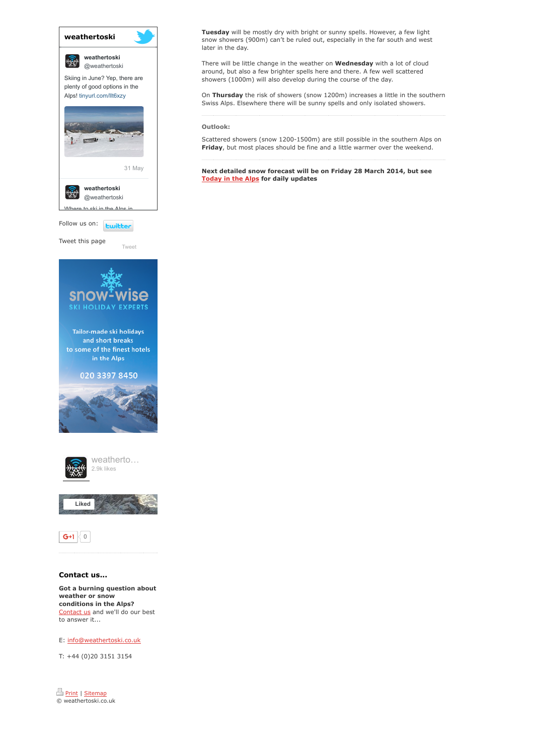**Tuesday** will be mostly dry with bright or sunny spells. However, a few light snow showers (900m) can't be ruled out, especially in the far south and west later in the day.

There will be little change in the weather on **Wednesday** with a lot of cloud around, but also a few brighter spells here and there. A few well scattered showers (1000m) will also develop during the course of the day.

On **Thursday** the risk of showers (snow 1200m) increases a little in the southern Swiss Alps. Elsewhere there will be sunny spells and only isolated showers.

**Outlook:**

Scattered showers (snow 1200-1500m) are still possible in the southern Alps on **Friday**, but most places should be fine and a little warmer over the weekend.

**Next detailed snow forecast will be on Friday 28 March 2014, but see Today in the Alps for daily updates**

weathertoski

weathertoski @weathertoski

Skiing in June? Yep, there are plenty of good options in the Alps! tinyurl.com/llt6xzy

31 May

weathertoski @weathertoski

Where to ski in the Alps in

Follow us on: twitter

Tweet this page

Tweet

snow-wise SKI HOLIDAY EXPERTS

Tailor-made ski holidays and short breaks to some of the finest hotels in the Alps

020 3397 8450

weatherto...

2.9k likes

Liked

G+1 0

**Contact us...**

**Got a burning question about weather or snow conditions in the Alps?**

Contact us and we'll do our best to answer it...

E: info@weathertoski.co.uk

T: +44 (0)20 3151 3154

Print | Sitemap

© weathertoski.co.uk